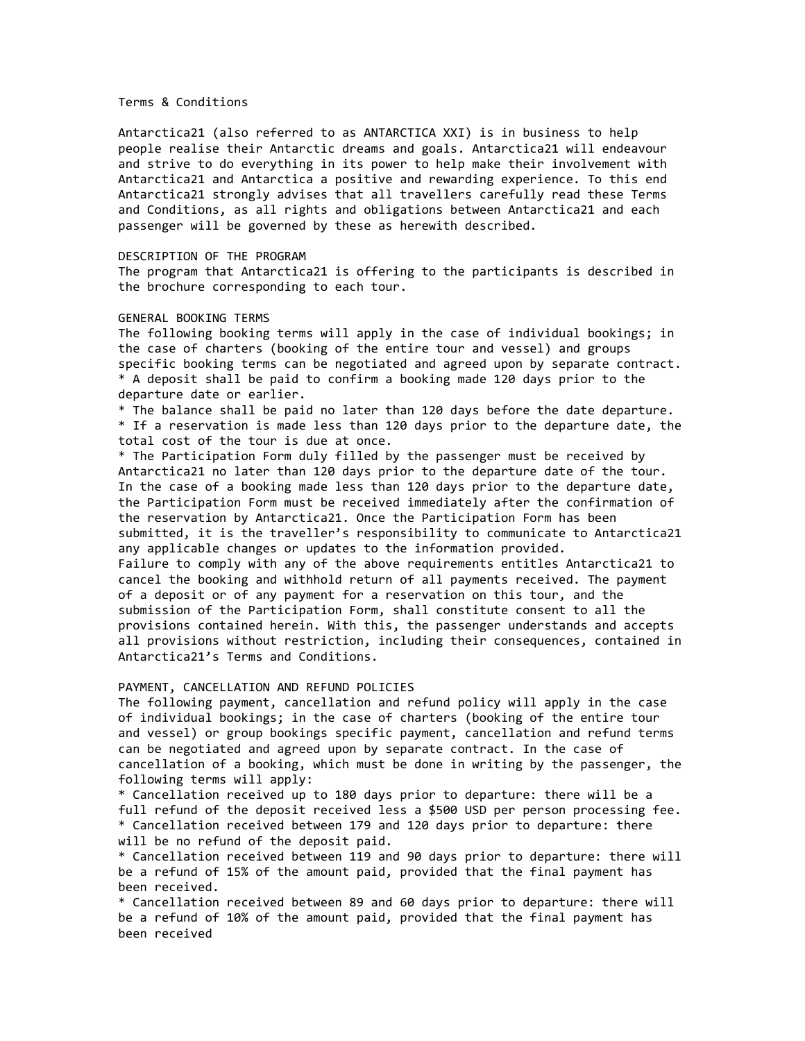# Terms & Conditions

Antarctica21 (also referred to as ANTARCTICA XXI) is in business to help people realise their Antarctic dreams and goals. Antarctica21 will endeavour and strive to do everything in its power to help make their involvement with Antarctica21 and Antarctica a positive and rewarding experience. To this end Antarctica21 strongly advises that all travellers carefully read these Terms and Conditions, as all rights and obligations between Antarctica21 and each passenger will be governed by these as herewith described.

## DESCRIPTION OF THE PROGRAM

The program that Antarctica21 is offering to the participants is described in the brochure corresponding to each tour.

## GENERAL BOOKING TERMS

The following booking terms will apply in the case of individual bookings; in the case of charters (booking of the entire tour and vessel) and groups specific booking terms can be negotiated and agreed upon by separate contract.

* A deposit shall be paid to confirm a booking made 120 days prior to the departure date or earlier.
* The balance shall be paid no later than 120 days before the date departure.
* If a reservation is made less than 120 days prior to the departure date, the total cost of the tour is due at once.
* The Participation Form duly filled by the passenger must be received by Antarctica21 no later than 120 days prior to the departure date of the tour. In the case of a booking made less than 120 days prior to the departure date, the Participation Form must be received immediately after the confirmation of the reservation by Antarctica21. Once the Participation Form has been submitted, it is the traveller's responsibility to communicate to Antarctica21 any applicable changes or updates to the information provided.

Failure to comply with any of the above requirements entitles Antarctica21 to cancel the booking and withhold return of all payments received. The payment of a deposit or of any payment for a reservation on this tour, and the submission of the Participation Form, shall constitute consent to all the provisions contained herein. With this, the passenger understands and accepts all provisions without restriction, including their consequences, contained in Antarctica21's Terms and Conditions.

## PAYMENT, CANCELLATION AND REFUND POLICIES

The following payment, cancellation and refund policy will apply in the case of individual bookings; in the case of charters (booking of the entire tour and vessel) or group bookings specific payment, cancellation and refund terms can be negotiated and agreed upon by separate contract. In the case of cancellation of a booking, which must be done in writing by the passenger, the following terms will apply:

* Cancellation received up to 180 days prior to departure: there will be a full refund of the deposit received less a $500 USD per person processing fee.
* Cancellation received between 179 and 120 days prior to departure: there will be no refund of the deposit paid.
* Cancellation received between 119 and 90 days prior to departure: there will be a refund of 15% of the amount paid, provided that the final payment has been received.
* Cancellation received between 89 and 60 days prior to departure: there will be a refund of 10% of the amount paid, provided that the final payment has been received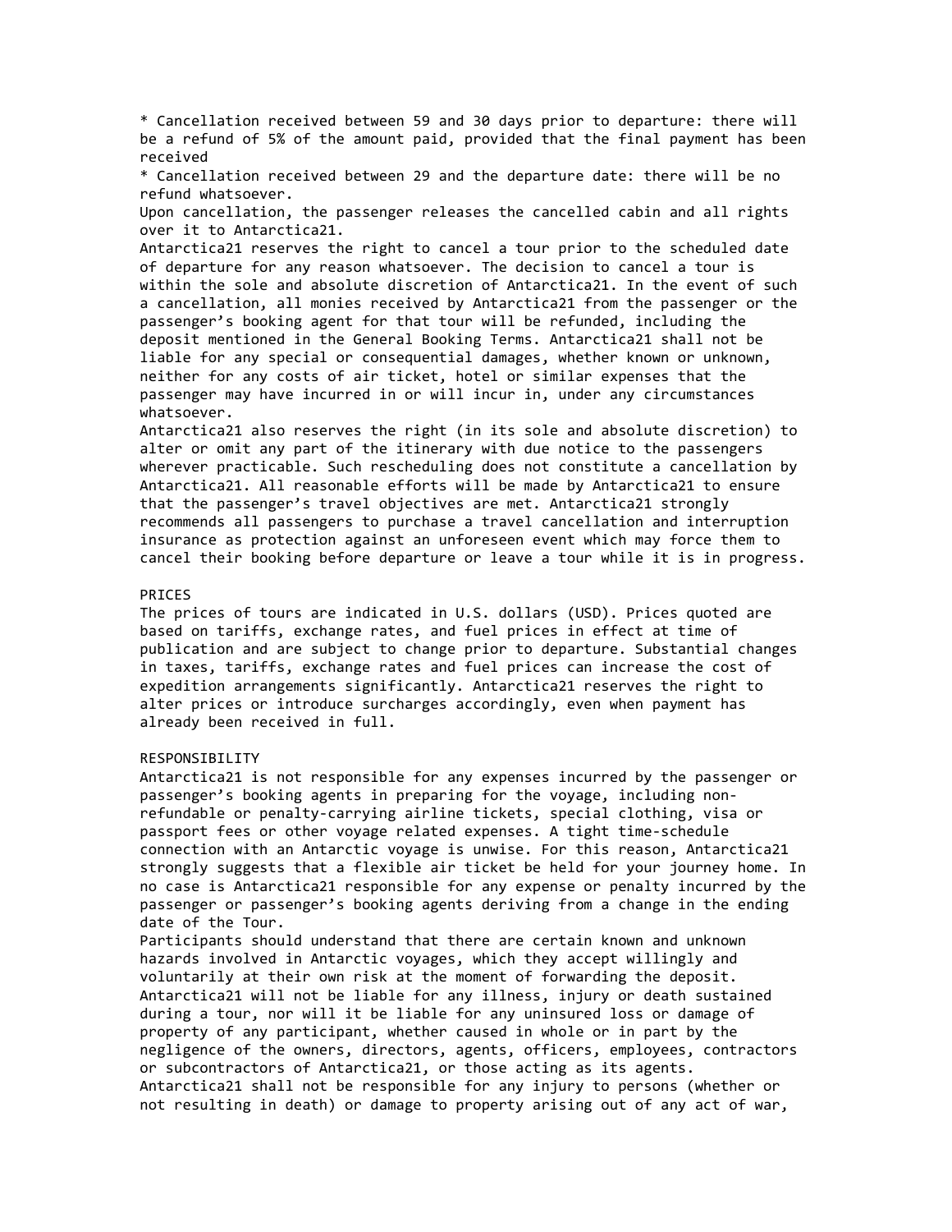* Cancellation received between 59 and 30 days prior to departure: there will be a refund of 5% of the amount paid, provided that the final payment has been received
* Cancellation received between 29 and the departure date: there will be no refund whatsoever.

Upon cancellation, the passenger releases the cancelled cabin and all rights over it to Antarctica21.

Antarctica21 reserves the right to cancel a tour prior to the scheduled date of departure for any reason whatsoever. The decision to cancel a tour is within the sole and absolute discretion of Antarctica21. In the event of such a cancellation, all monies received by Antarctica21 from the passenger or the passenger's booking agent for that tour will be refunded, including the deposit mentioned in the General Booking Terms. Antarctica21 shall not be liable for any special or consequential damages, whether known or unknown, neither for any costs of air ticket, hotel or similar expenses that the passenger may have incurred in or will incur in, under any circumstances whatsoever.

Antarctica21 also reserves the right (in its sole and absolute discretion) to alter or omit any part of the itinerary with due notice to the passengers wherever practicable. Such rescheduling does not constitute a cancellation by Antarctica21. All reasonable efforts will be made by Antarctica21 to ensure that the passenger's travel objectives are met. Antarctica21 strongly recommends all passengers to purchase a travel cancellation and interruption insurance as protection against an unforeseen event which may force them to cancel their booking before departure or leave a tour while it is in progress.

## PRICES

The prices of tours are indicated in U.S. dollars (USD). Prices quoted are based on tariffs, exchange rates, and fuel prices in effect at time of publication and are subject to change prior to departure. Substantial changes in taxes, tariffs, exchange rates and fuel prices can increase the cost of expedition arrangements significantly. Antarctica21 reserves the right to alter prices or introduce surcharges accordingly, even when payment has already been received in full.

## RESPONSIBILITY

Antarctica21 is not responsible for any expenses incurred by the passenger or passenger's booking agents in preparing for the voyage, including non-refundable or penalty-carrying airline tickets, special clothing, visa or passport fees or other voyage related expenses. A tight time-schedule connection with an Antarctic voyage is unwise. For this reason, Antarctica21 strongly suggests that a flexible air ticket be held for your journey home. In no case is Antarctica21 responsible for any expense or penalty incurred by the passenger or passenger's booking agents deriving from a change in the ending date of the Tour.

Participants should understand that there are certain known and unknown hazards involved in Antarctic voyages, which they accept willingly and voluntarily at their own risk at the moment of forwarding the deposit. Antarctica21 will not be liable for any illness, injury or death sustained during a tour, nor will it be liable for any uninsured loss or damage of property of any participant, whether caused in whole or in part by the negligence of the owners, directors, agents, officers, employees, contractors or subcontractors of Antarctica21, or those acting as its agents. Antarctica21 shall not be responsible for any injury to persons (whether or not resulting in death) or damage to property arising out of any act of war,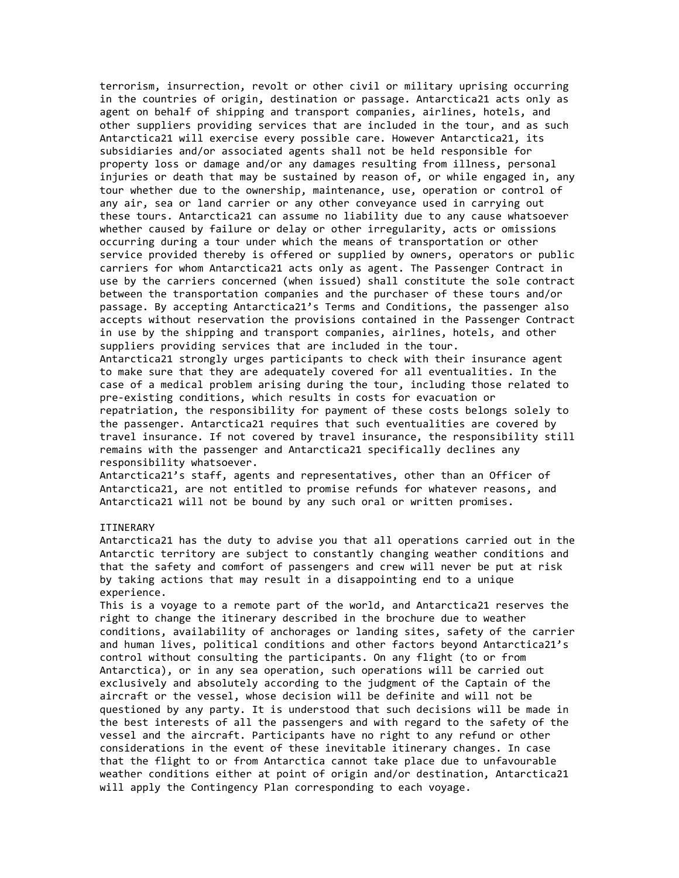terrorism, insurrection, revolt or other civil or military uprising occurring in the countries of origin, destination or passage. Antarctica21 acts only as agent on behalf of shipping and transport companies, airlines, hotels, and other suppliers providing services that are included in the tour, and as such Antarctica21 will exercise every possible care. However Antarctica21, its subsidiaries and/or associated agents shall not be held responsible for property loss or damage and/or any damages resulting from illness, personal injuries or death that may be sustained by reason of, or while engaged in, any tour whether due to the ownership, maintenance, use, operation or control of any air, sea or land carrier or any other conveyance used in carrying out these tours. Antarctica21 can assume no liability due to any cause whatsoever whether caused by failure or delay or other irregularity, acts or omissions occurring during a tour under which the means of transportation or other service provided thereby is offered or supplied by owners, operators or public carriers for whom Antarctica21 acts only as agent. The Passenger Contract in use by the carriers concerned (when issued) shall constitute the sole contract between the transportation companies and the purchaser of these tours and/or passage. By accepting Antarctica21's Terms and Conditions, the passenger also accepts without reservation the provisions contained in the Passenger Contract in use by the shipping and transport companies, airlines, hotels, and other suppliers providing services that are included in the tour.

Antarctica21 strongly urges participants to check with their insurance agent to make sure that they are adequately covered for all eventualities. In the case of a medical problem arising during the tour, including those related to pre-existing conditions, which results in costs for evacuation or repatriation, the responsibility for payment of these costs belongs solely to the passenger. Antarctica21 requires that such eventualities are covered by travel insurance. If not covered by travel insurance, the responsibility still remains with the passenger and Antarctica21 specifically declines any responsibility whatsoever.

Antarctica21's staff, agents and representatives, other than an Officer of Antarctica21, are not entitled to promise refunds for whatever reasons, and Antarctica21 will not be bound by any such oral or written promises.

## ITINERARY

Antarctica21 has the duty to advise you that all operations carried out in the Antarctic territory are subject to constantly changing weather conditions and that the safety and comfort of passengers and crew will never be put at risk by taking actions that may result in a disappointing end to a unique experience.

This is a voyage to a remote part of the world, and Antarctica21 reserves the right to change the itinerary described in the brochure due to weather conditions, availability of anchorages or landing sites, safety of the carrier and human lives, political conditions and other factors beyond Antarctica21's control without consulting the participants. On any flight (to or from Antarctica), or in any sea operation, such operations will be carried out exclusively and absolutely according to the judgment of the Captain of the aircraft or the vessel, whose decision will be definite and will not be questioned by any party. It is understood that such decisions will be made in the best interests of all the passengers and with regard to the safety of the vessel and the aircraft. Participants have no right to any refund or other considerations in the event of these inevitable itinerary changes. In case that the flight to or from Antarctica cannot take place due to unfavourable weather conditions either at point of origin and/or destination, Antarctica21 will apply the Contingency Plan corresponding to each voyage.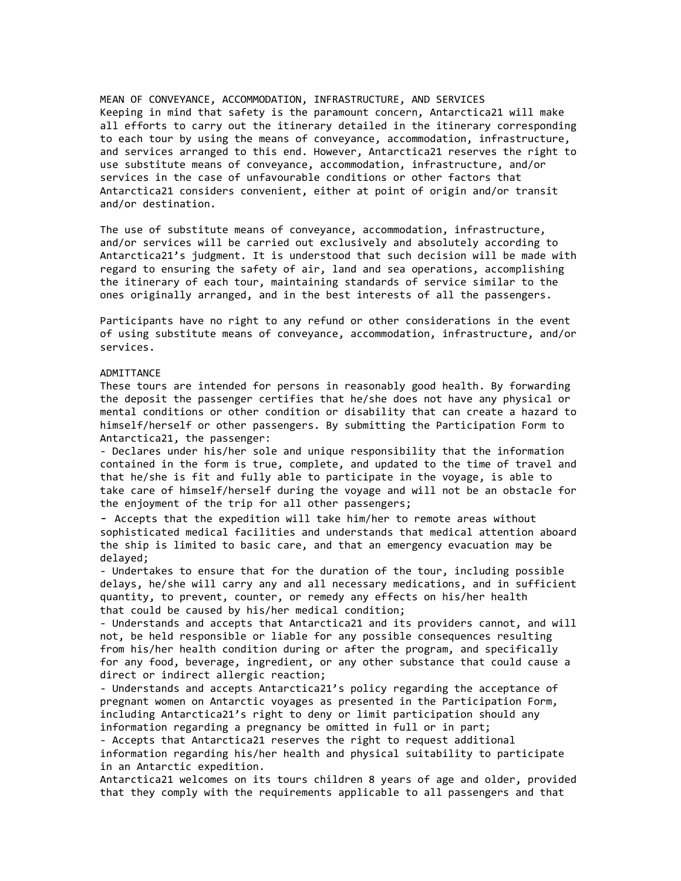## MEAN OF CONVEYANCE, ACCOMMODATION, INFRASTRUCTURE, AND SERVICES

Keeping in mind that safety is the paramount concern, Antarctica21 will make all efforts to carry out the itinerary detailed in the itinerary corresponding to each tour by using the means of conveyance, accommodation, infrastructure, and services arranged to this end. However, Antarctica21 reserves the right to use substitute means of conveyance, accommodation, infrastructure, and/or services in the case of unfavourable conditions or other factors that Antarctica21 considers convenient, either at point of origin and/or transit and/or destination.

The use of substitute means of conveyance, accommodation, infrastructure, and/or services will be carried out exclusively and absolutely according to Antarctica21's judgment. It is understood that such decision will be made with regard to ensuring the safety of air, land and sea operations, accomplishing the itinerary of each tour, maintaining standards of service similar to the ones originally arranged, and in the best interests of all the passengers.

Participants have no right to any refund or other considerations in the event of using substitute means of conveyance, accommodation, infrastructure, and/or services.

## ADMITTANCE

These tours are intended for persons in reasonably good health. By forwarding the deposit the passenger certifies that he/she does not have any physical or mental conditions or other condition or disability that can create a hazard to himself/herself or other passengers. By submitting the Participation Form to Antarctica21, the passenger:

- Declares under his/her sole and unique responsibility that the information contained in the form is true, complete, and updated to the time of travel and that he/she is fit and fully able to participate in the voyage, is able to take care of himself/herself during the voyage and will not be an obstacle for the enjoyment of the trip for all other passengers;
- Accepts that the expedition will take him/her to remote areas without sophisticated medical facilities and understands that medical attention aboard the ship is limited to basic care, and that an emergency evacuation may be delayed;
- Undertakes to ensure that for the duration of the tour, including possible delays, he/she will carry any and all necessary medications, and in sufficient quantity, to prevent, counter, or remedy any effects on his/her health that could be caused by his/her medical condition;
- Understands and accepts that Antarctica21 and its providers cannot, and will not, be held responsible or liable for any possible consequences resulting from his/her health condition during or after the program, and specifically for any food, beverage, ingredient, or any other substance that could cause a direct or indirect allergic reaction;
- Understands and accepts Antarctica21's policy regarding the acceptance of pregnant women on Antarctic voyages as presented in the Participation Form, including Antarctica21's right to deny or limit participation should any information regarding a pregnancy be omitted in full or in part;
- Accepts that Antarctica21 reserves the right to request additional information regarding his/her health and physical suitability to participate in an Antarctic expedition.

Antarctica21 welcomes on its tours children 8 years of age and older, provided that they comply with the requirements applicable to all passengers and that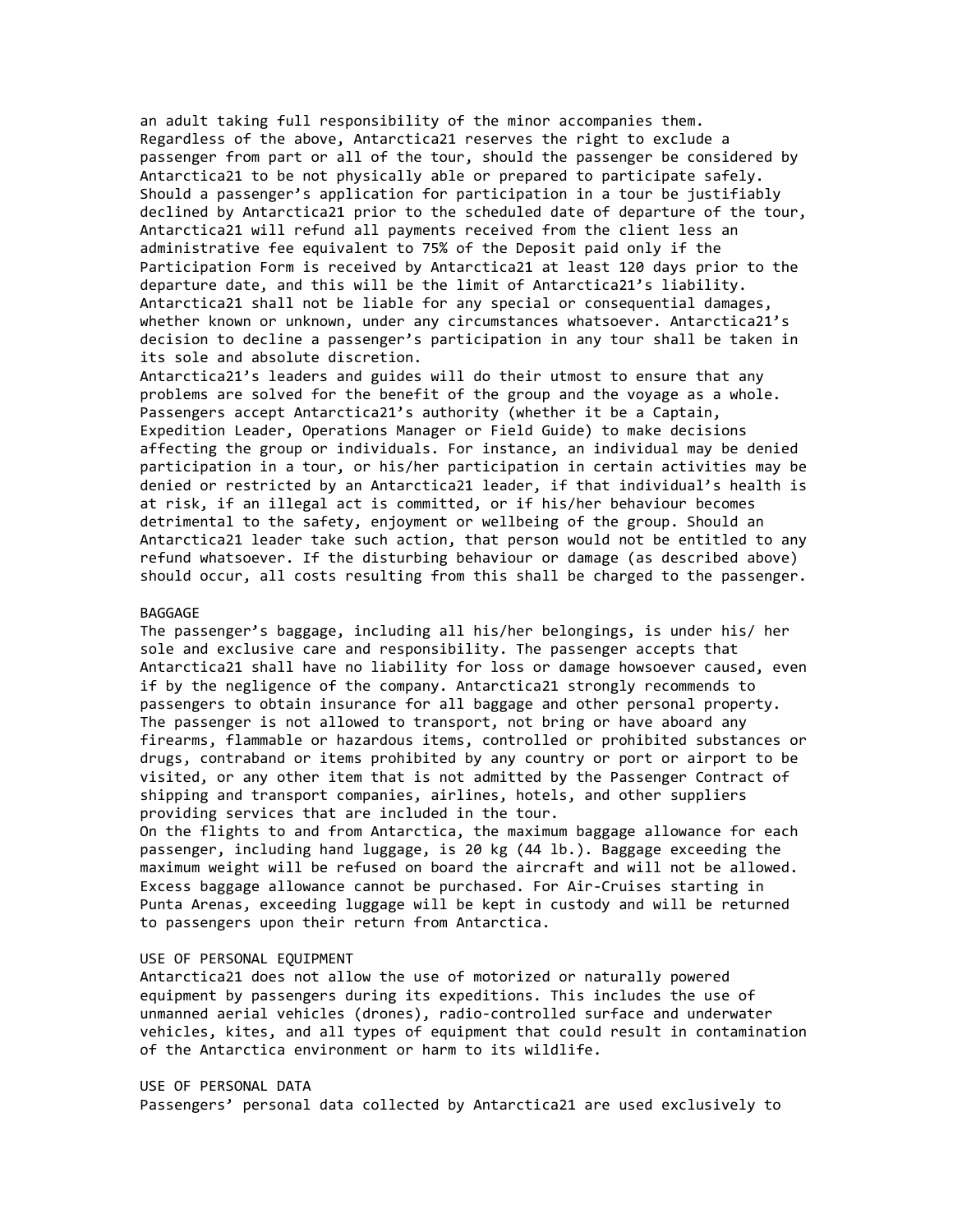an adult taking full responsibility of the minor accompanies them. Regardless of the above, Antarctica21 reserves the right to exclude a passenger from part or all of the tour, should the passenger be considered by Antarctica21 to be not physically able or prepared to participate safely. Should a passenger's application for participation in a tour be justifiably declined by Antarctica21 prior to the scheduled date of departure of the tour, Antarctica21 will refund all payments received from the client less an administrative fee equivalent to 75% of the Deposit paid only if the Participation Form is received by Antarctica21 at least 120 days prior to the departure date, and this will be the limit of Antarctica21's liability. Antarctica21 shall not be liable for any special or consequential damages, whether known or unknown, under any circumstances whatsoever. Antarctica21's decision to decline a passenger's participation in any tour shall be taken in its sole and absolute discretion.

Antarctica21's leaders and guides will do their utmost to ensure that any problems are solved for the benefit of the group and the voyage as a whole. Passengers accept Antarctica21's authority (whether it be a Captain, Expedition Leader, Operations Manager or Field Guide) to make decisions affecting the group or individuals. For instance, an individual may be denied participation in a tour, or his/her participation in certain activities may be denied or restricted by an Antarctica21 leader, if that individual's health is at risk, if an illegal act is committed, or if his/her behaviour becomes detrimental to the safety, enjoyment or wellbeing of the group. Should an Antarctica21 leader take such action, that person would not be entitled to any refund whatsoever. If the disturbing behaviour or damage (as described above) should occur, all costs resulting from this shall be charged to the passenger.

## BAGGAGE

The passenger's baggage, including all his/her belongings, is under his/ her sole and exclusive care and responsibility. The passenger accepts that Antarctica21 shall have no liability for loss or damage howsoever caused, even if by the negligence of the company. Antarctica21 strongly recommends to passengers to obtain insurance for all baggage and other personal property. The passenger is not allowed to transport, not bring or have aboard any firearms, flammable or hazardous items, controlled or prohibited substances or drugs, contraband or items prohibited by any country or port or airport to be visited, or any other item that is not admitted by the Passenger Contract of shipping and transport companies, airlines, hotels, and other suppliers providing services that are included in the tour.

On the flights to and from Antarctica, the maximum baggage allowance for each passenger, including hand luggage, is 20 kg (44 lb.). Baggage exceeding the maximum weight will be refused on board the aircraft and will not be allowed. Excess baggage allowance cannot be purchased. For Air-Cruises starting in Punta Arenas, exceeding luggage will be kept in custody and will be returned to passengers upon their return from Antarctica.

## USE OF PERSONAL EQUIPMENT

Antarctica21 does not allow the use of motorized or naturally powered equipment by passengers during its expeditions. This includes the use of unmanned aerial vehicles (drones), radio-controlled surface and underwater vehicles, kites, and all types of equipment that could result in contamination of the Antarctica environment or harm to its wildlife.

## USE OF PERSONAL DATA

Passengers' personal data collected by Antarctica21 are used exclusively to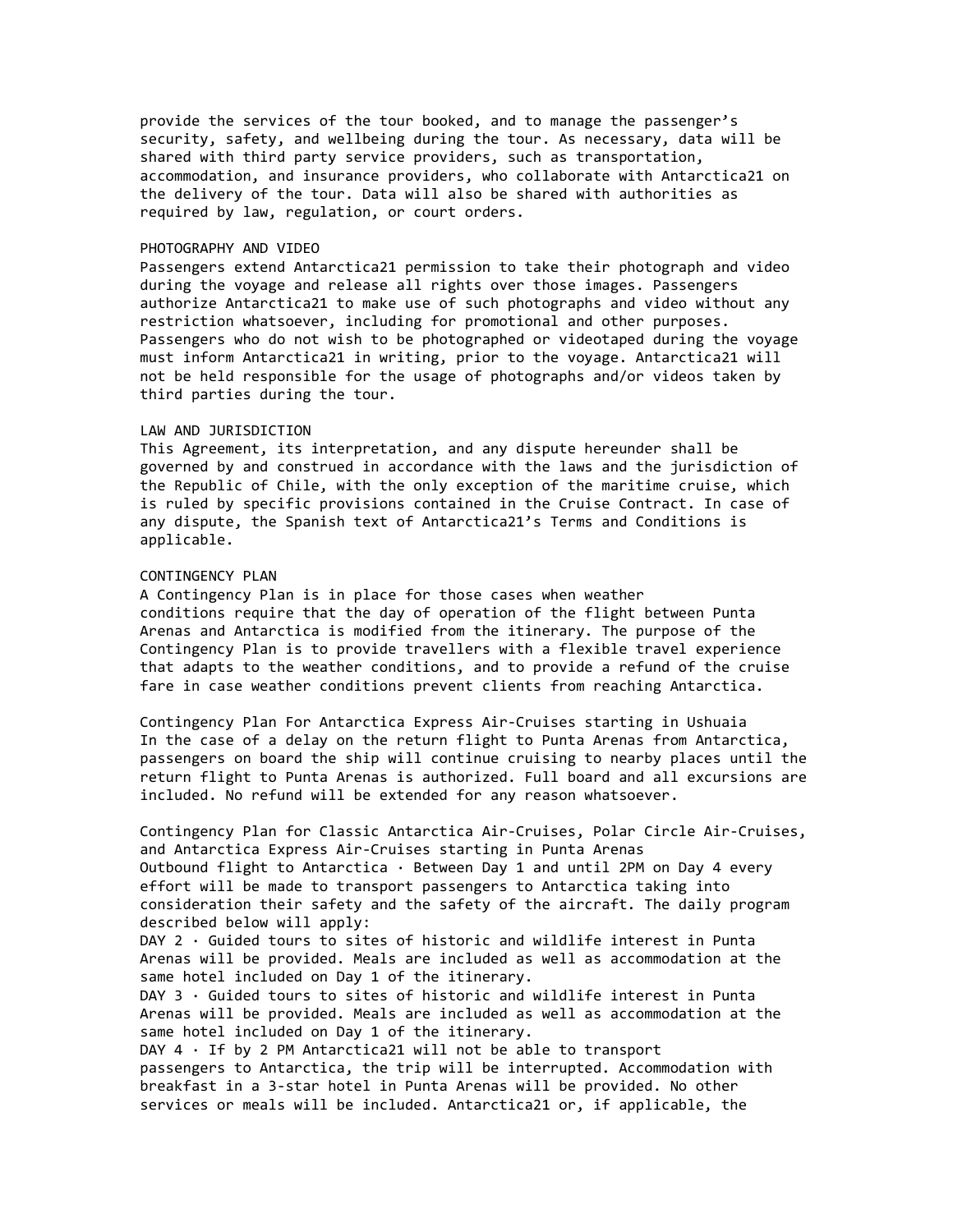provide the services of the tour booked, and to manage the passenger's security, safety, and wellbeing during the tour. As necessary, data will be shared with third party service providers, such as transportation, accommodation, and insurance providers, who collaborate with Antarctica21 on the delivery of the tour. Data will also be shared with authorities as required by law, regulation, or court orders.

## PHOTOGRAPHY AND VIDEO

Passengers extend Antarctica21 permission to take their photograph and video during the voyage and release all rights over those images. Passengers authorize Antarctica21 to make use of such photographs and video without any restriction whatsoever, including for promotional and other purposes. Passengers who do not wish to be photographed or videotaped during the voyage must inform Antarctica21 in writing, prior to the voyage. Antarctica21 will not be held responsible for the usage of photographs and/or videos taken by third parties during the tour.

## LAW AND JURISDICTION

This Agreement, its interpretation, and any dispute hereunder shall be governed by and construed in accordance with the laws and the jurisdiction of the Republic of Chile, with the only exception of the maritime cruise, which is ruled by specific provisions contained in the Cruise Contract. In case of any dispute, the Spanish text of Antarctica21's Terms and Conditions is applicable.

## CONTINGENCY PLAN

A Contingency Plan is in place for those cases when weather conditions require that the day of operation of the flight between Punta Arenas and Antarctica is modified from the itinerary. The purpose of the Contingency Plan is to provide travellers with a flexible travel experience that adapts to the weather conditions, and to provide a refund of the cruise fare in case weather conditions prevent clients from reaching Antarctica.

### Contingency Plan For Antarctica Express Air-Cruises starting in Ushuaia

In the case of a delay on the return flight to Punta Arenas from Antarctica, passengers on board the ship will continue cruising to nearby places until the return flight to Punta Arenas is authorized. Full board and all excursions are included. No refund will be extended for any reason whatsoever.

### Contingency Plan for Classic Antarctica Air-Cruises, Polar Circle Air-Cruises, and Antarctica Express Air-Cruises starting in Punta Arenas

Outbound flight to Antarctica · Between Day 1 and until 2PM on Day 4 every effort will be made to transport passengers to Antarctica taking into consideration their safety and the safety of the aircraft. The daily program described below will apply:

DAY 2 · Guided tours to sites of historic and wildlife interest in Punta Arenas will be provided. Meals are included as well as accommodation at the same hotel included on Day 1 of the itinerary.

DAY 3 · Guided tours to sites of historic and wildlife interest in Punta Arenas will be provided. Meals are included as well as accommodation at the same hotel included on Day 1 of the itinerary.

DAY 4 · If by 2 PM Antarctica21 will not be able to transport passengers to Antarctica, the trip will be interrupted. Accommodation with breakfast in a 3-star hotel in Punta Arenas will be provided. No other services or meals will be included. Antarctica21 or, if applicable, the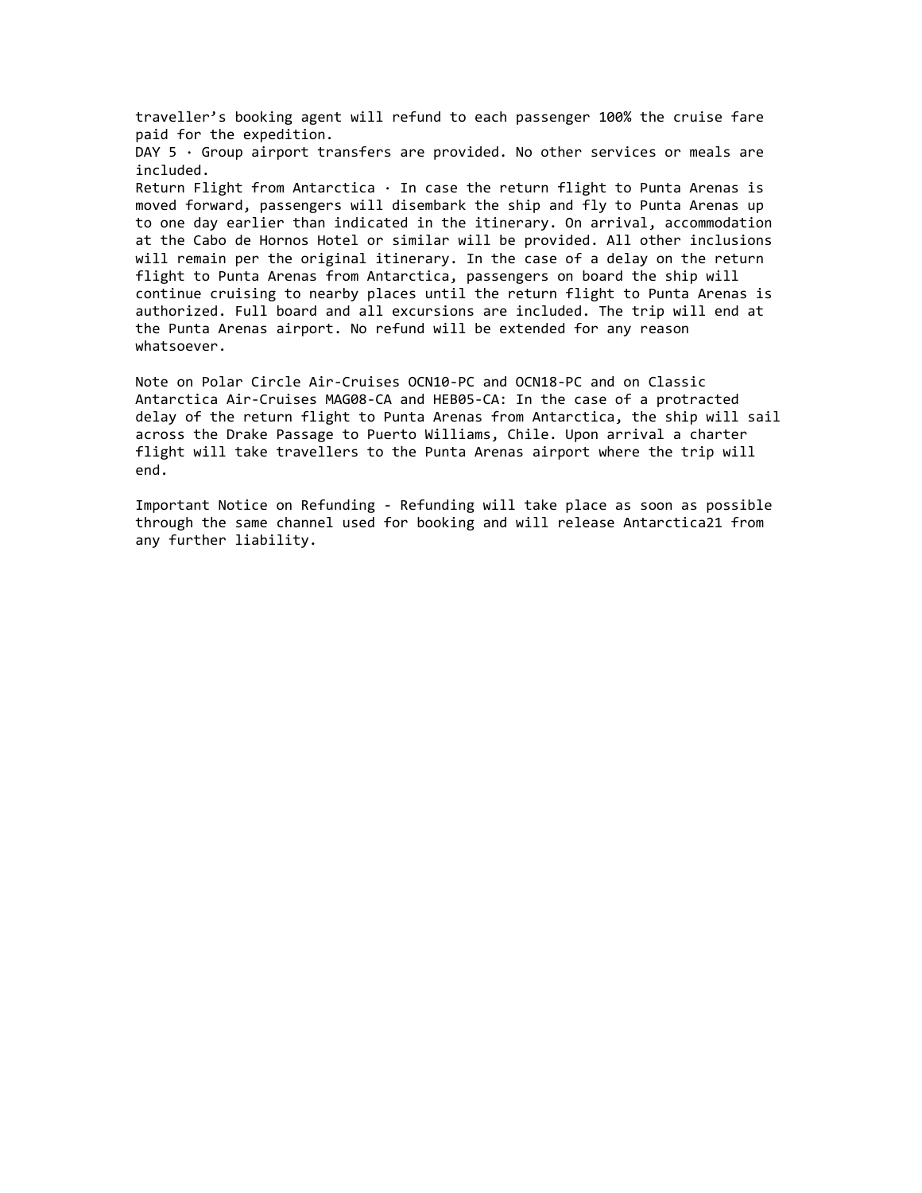traveller’s booking agent will refund to each passenger 100% the cruise fare paid for the expedition.
DAY 5 · Group airport transfers are provided. No other services or meals are included.
Return Flight from Antarctica · In case the return flight to Punta Arenas is moved forward, passengers will disembark the ship and fly to Punta Arenas up to one day earlier than indicated in the itinerary. On arrival, accommodation at the Cabo de Hornos Hotel or similar will be provided. All other inclusions will remain per the original itinerary. In the case of a delay on the return flight to Punta Arenas from Antarctica, passengers on board the ship will continue cruising to nearby places until the return flight to Punta Arenas is authorized. Full board and all excursions are included. The trip will end at the Punta Arenas airport. No refund will be extended for any reason whatsoever.

Note on Polar Circle Air-Cruises OCN10-PC and OCN18-PC and on Classic Antarctica Air-Cruises MAG08-CA and HEB05-CA: In the case of a protracted delay of the return flight to Punta Arenas from Antarctica, the ship will sail across the Drake Passage to Puerto Williams, Chile. Upon arrival a charter flight will take travellers to the Punta Arenas airport where the trip will end.

Important Notice on Refunding - Refunding will take place as soon as possible through the same channel used for booking and will release Antarctica21 from any further liability.